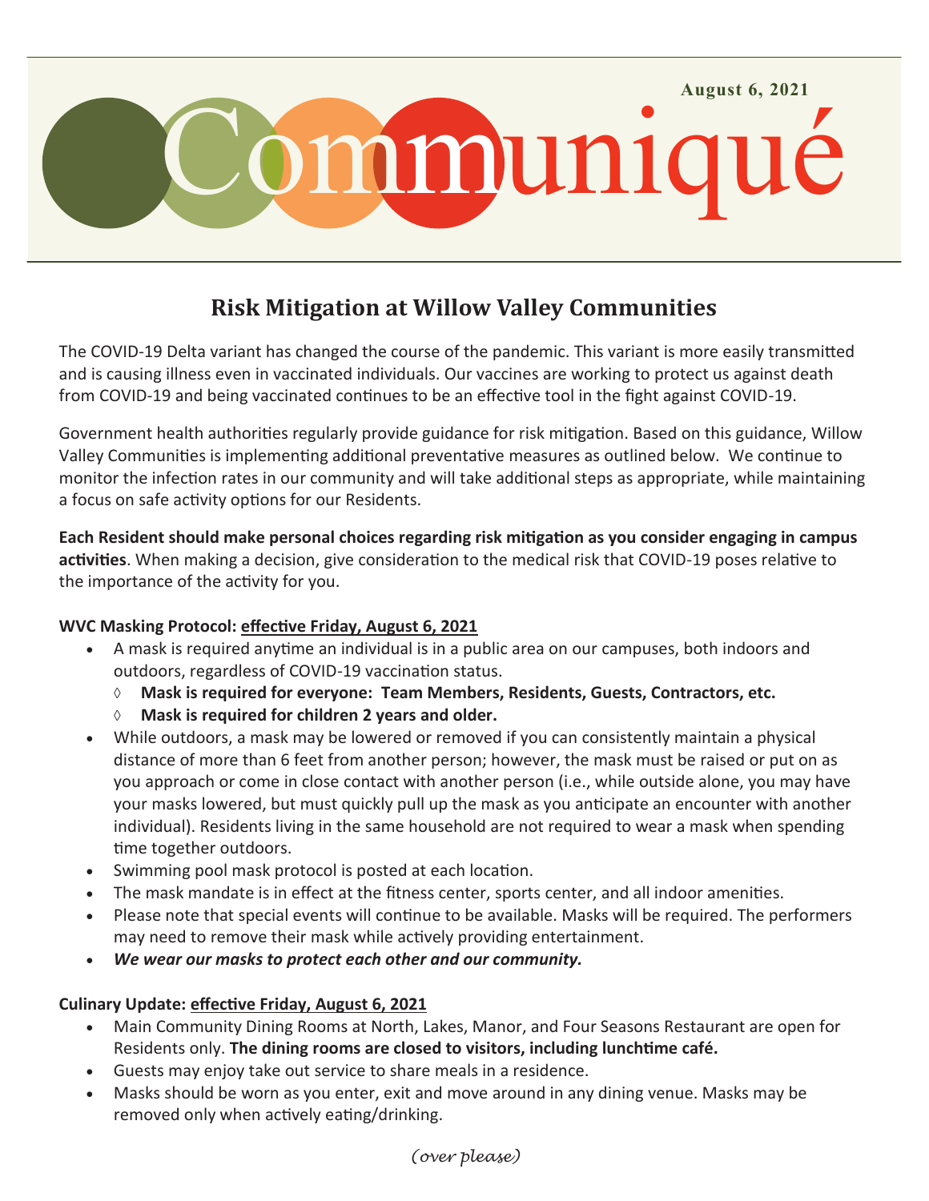August 6, 2021

# Communiqué

## Risk Mitigation at Willow Valley Communities

The COVID-19 Delta variant has changed the course of the pandemic. This variant is more easily transmitted and is causing illness even in vaccinated individuals. Our vaccines are working to protect us against death from COVID-19 and being vaccinated continues to be an effective tool in the fight against COVID-19.

Government health authorities regularly provide guidance for risk mitigation. Based on this guidance, Willow Valley Communities is implementing additional preventative measures as outlined below. We continue to monitor the infection rates in our community and will take additional steps as appropriate, while maintaining a focus on safe activity options for our Residents.

**Each Resident should make personal choices regarding risk mitigation as you consider engaging in campus activities**. When making a decision, give consideration to the medical risk that COVID-19 poses relative to the importance of the activity for you.

**WVC Masking Protocol: effective Friday, August 6, 2021**

- A mask is required anytime an individual is in a public area on our campuses, both indoors and outdoors, regardless of COVID-19 vaccination status.
  - **Mask is required for everyone: Team Members, Residents, Guests, Contractors, etc.**
  - **Mask is required for children 2 years and older.**
- While outdoors, a mask may be lowered or removed if you can consistently maintain a physical distance of more than 6 feet from another person; however, the mask must be raised or put on as you approach or come in close contact with another person (i.e., while outside alone, you may have your masks lowered, but must quickly pull up the mask as you anticipate an encounter with another individual). Residents living in the same household are not required to wear a mask when spending time together outdoors.
- Swimming pool mask protocol is posted at each location.
- The mask mandate is in effect at the fitness center, sports center, and all indoor amenities.
- Please note that special events will continue to be available. Masks will be required. The performers may need to remove their mask while actively providing entertainment.
- ***We wear our masks to protect each other and our community.***

**Culinary Update: effective Friday, August 6, 2021**

- Main Community Dining Rooms at North, Lakes, Manor, and Four Seasons Restaurant are open for Residents only. **The dining rooms are closed to visitors, including lunchtime café.**
- Guests may enjoy take out service to share meals in a residence.
- Masks should be worn as you enter, exit and move around in any dining venue. Masks may be removed only when actively eating/drinking.

*(over please)*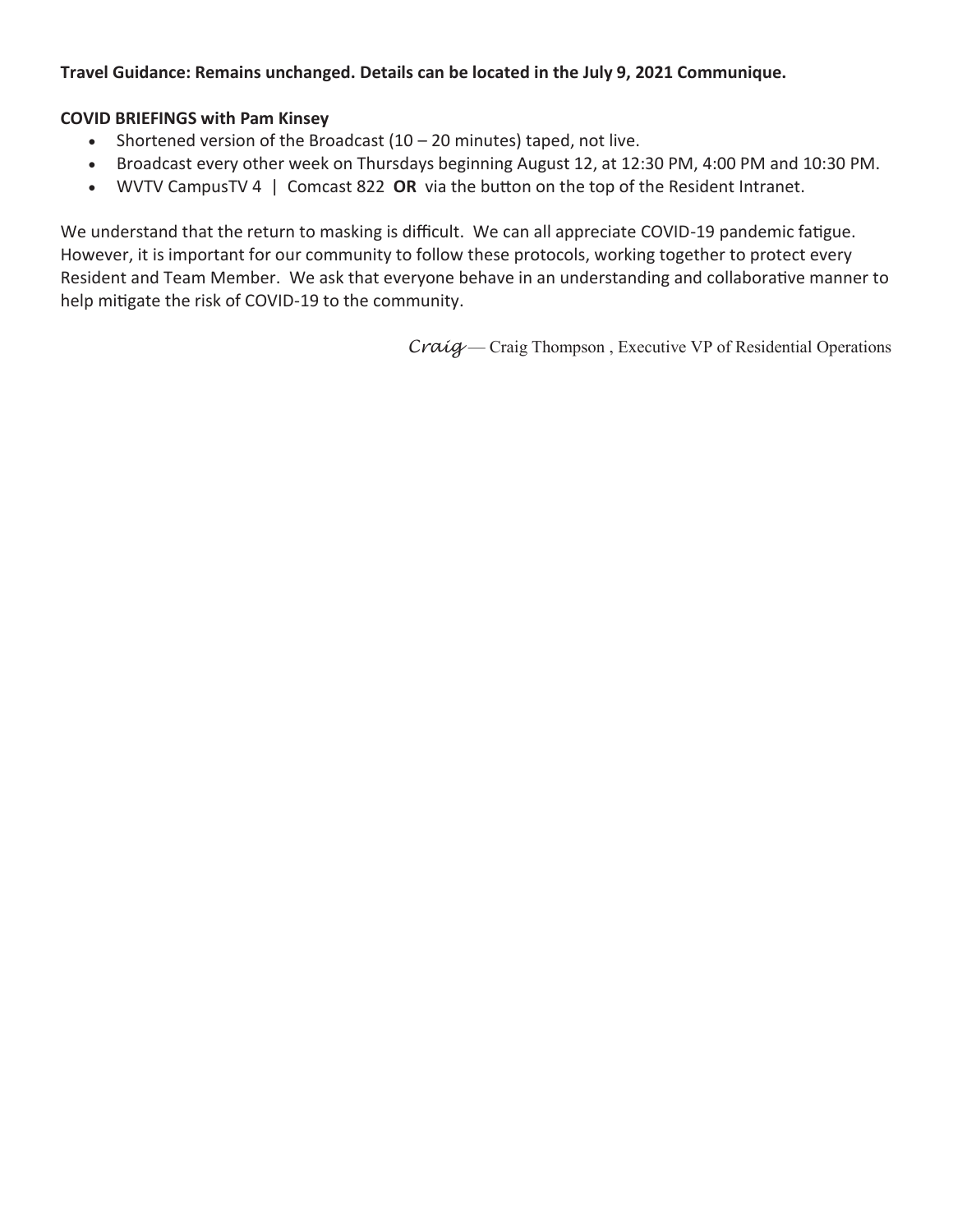**Travel Guidance: Remains unchanged. Details can be located in the July 9, 2021 Communique.**

**COVID BRIEFINGS with Pam Kinsey**

- Shortened version of the Broadcast (10 – 20 minutes) taped, not live.
- Broadcast every other week on Thursdays beginning August 12, at 12:30 PM, 4:00 PM and 10:30 PM.
- WVTV CampusTV 4 | Comcast 822 **OR** via the button on the top of the Resident Intranet.

We understand that the return to masking is difficult. We can all appreciate COVID-19 pandemic fatigue. However, it is important for our community to follow these protocols, working together to protect every Resident and Team Member. We ask that everyone behave in an understanding and collaborative manner to help mitigate the risk of COVID-19 to the community.

*Craig* — Craig Thompson , Executive VP of Residential Operations